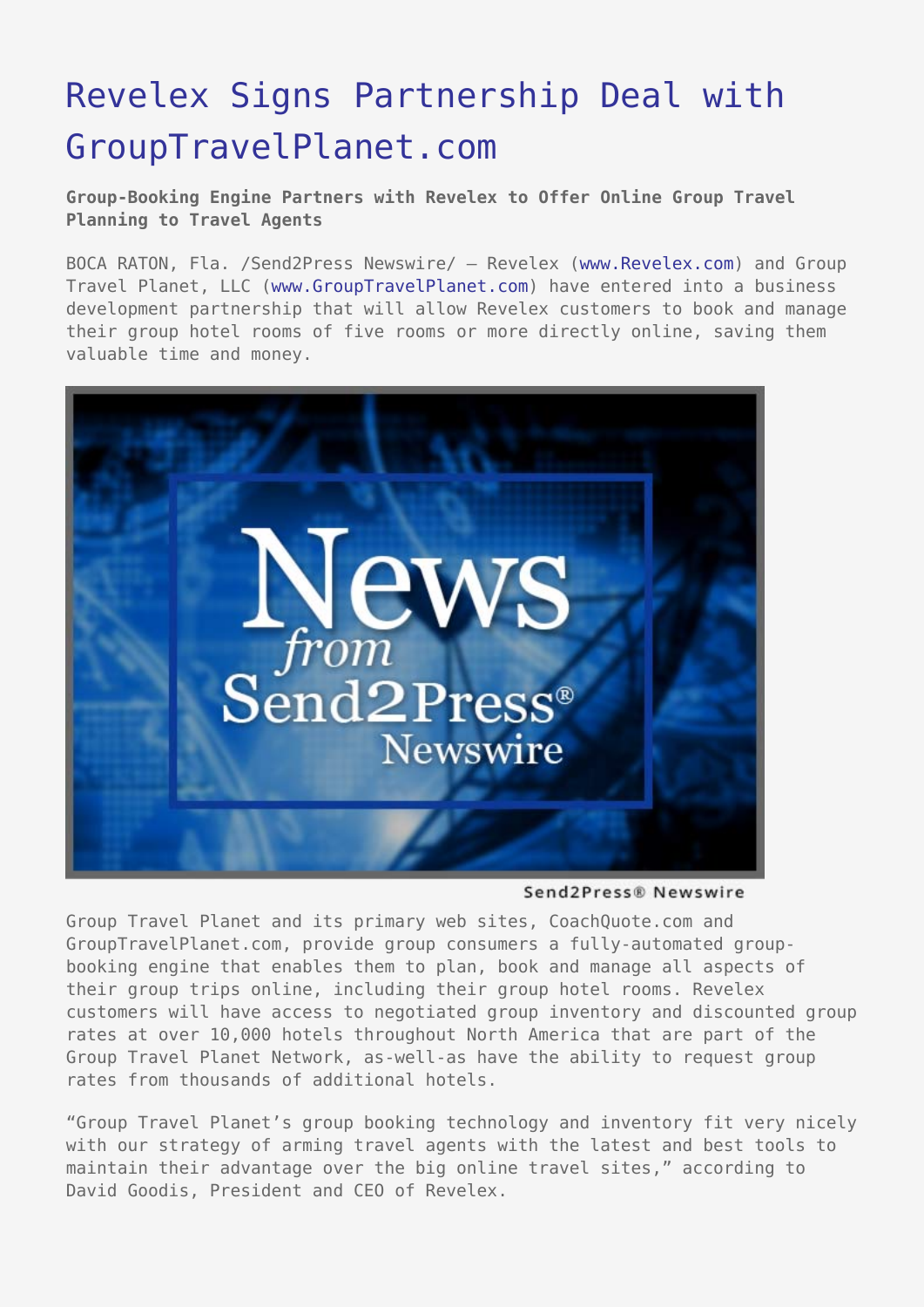# Revelex Signs Partnership Deal with GroupTravelPlanet.com

**Group-Booking Engine Partners with Revelex to Offer Online Group Travel Planning to Travel Agents**

BOCA RATON, Fla. /Send2Press Newswire/ — Revelex (www.Revelex.com) and Group Travel Planet, LLC (www.GroupTravelPlanet.com) have entered into a business development partnership that will allow Revelex customers to book and manage their group hotel rooms of five rooms or more directly online, saving them valuable time and money.

Send2Press® Newswire

Group Travel Planet and its primary web sites, CoachQuote.com and GroupTravelPlanet.com, provide group consumers a fully-automated group-booking engine that enables them to plan, book and manage all aspects of their group trips online, including their group hotel rooms. Revelex customers will have access to negotiated group inventory and discounted group rates at over 10,000 hotels throughout North America that are part of the Group Travel Planet Network, as-well-as have the ability to request group rates from thousands of additional hotels.

"Group Travel Planet's group booking technology and inventory fit very nicely with our strategy of arming travel agents with the latest and best tools to maintain their advantage over the big online travel sites," according to David Goodis, President and CEO of Revelex.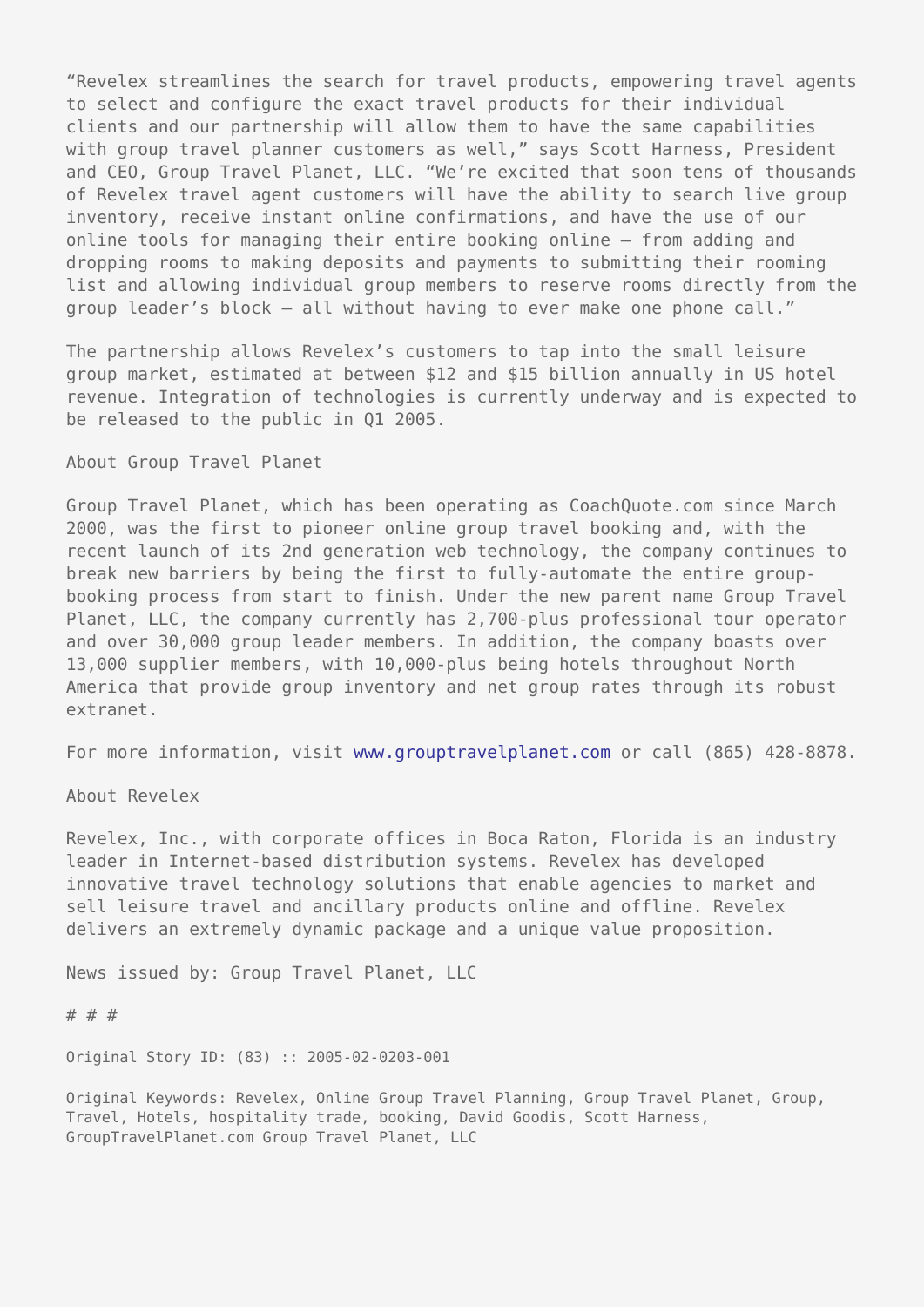"Revelex streamlines the search for travel products, empowering travel agents to select and configure the exact travel products for their individual clients and our partnership will allow them to have the same capabilities with group travel planner customers as well," says Scott Harness, President and CEO, Group Travel Planet, LLC. "We're excited that soon tens of thousands of Revelex travel agent customers will have the ability to search live group inventory, receive instant online confirmations, and have the use of our online tools for managing their entire booking online – from adding and dropping rooms to making deposits and payments to submitting their rooming list and allowing individual group members to reserve rooms directly from the group leader's block – all without having to ever make one phone call."

The partnership allows Revelex's customers to tap into the small leisure group market, estimated at between $12 and $15 billion annually in US hotel revenue. Integration of technologies is currently underway and is expected to be released to the public in Q1 2005.

About Group Travel Planet

Group Travel Planet, which has been operating as CoachQuote.com since March 2000, was the first to pioneer online group travel booking and, with the recent launch of its 2nd generation web technology, the company continues to break new barriers by being the first to fully-automate the entire group-booking process from start to finish. Under the new parent name Group Travel Planet, LLC, the company currently has 2,700-plus professional tour operator and over 30,000 group leader members. In addition, the company boasts over 13,000 supplier members, with 10,000-plus being hotels throughout North America that provide group inventory and net group rates through its robust extranet.

For more information, visit www.grouptravelplanet.com or call (865) 428-8878.

About Revelex

Revelex, Inc., with corporate offices in Boca Raton, Florida is an industry leader in Internet-based distribution systems. Revelex has developed innovative travel technology solutions that enable agencies to market and sell leisure travel and ancillary products online and offline. Revelex delivers an extremely dynamic package and a unique value proposition.

News issued by: Group Travel Planet, LLC

# # #

Original Story ID: (83) :: 2005-02-0203-001

Original Keywords: Revelex, Online Group Travel Planning, Group Travel Planet, Group, Travel, Hotels, hospitality trade, booking, David Goodis, Scott Harness, GroupTravelPlanet.com Group Travel Planet, LLC